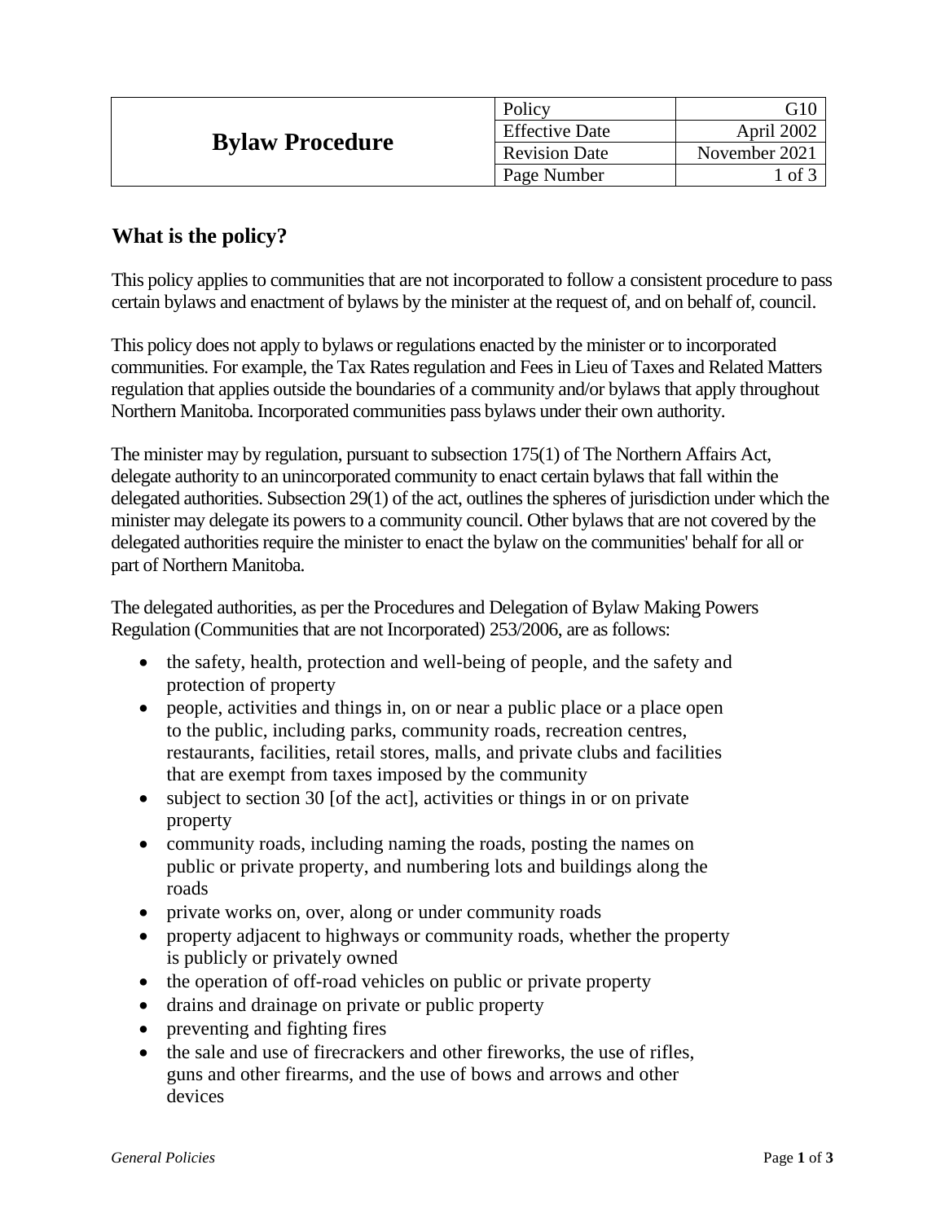| **Bylaw Procedure** | Policy | G10 |
| --- | --- | --- |
| | Effective Date | April 2002 |
| | Revision Date | November 2021 |
| | Page Number | 1 of 3 |

## What is the policy?

This policy applies to communities that are not incorporated to follow a consistent procedure to pass certain bylaws and enactment of bylaws by the minister at the request of, and on behalf of, council.

This policy does not apply to bylaws or regulations enacted by the minister or to incorporated communities. For example, the Tax Rates regulation and Fees in Lieu of Taxes and Related Matters regulation that applies outside the boundaries of a community and/or bylaws that apply throughout Northern Manitoba. Incorporated communities pass bylaws under their own authority.

The minister may by regulation, pursuant to subsection 175(1) of The Northern Affairs Act, delegate authority to an unincorporated community to enact certain bylaws that fall within the delegated authorities. Subsection 29(1) of the act, outlines the spheres of jurisdiction under which the minister may delegate its powers to a community council. Other bylaws that are not covered by the delegated authorities require the minister to enact the bylaw on the communities' behalf for all or part of Northern Manitoba.

The delegated authorities, as per the Procedures and Delegation of Bylaw Making Powers Regulation (Communities that are not Incorporated) 253/2006, are as follows:

- the safety, health, protection and well-being of people, and the safety and protection of property
- people, activities and things in, on or near a public place or a place open to the public, including parks, community roads, recreation centres, restaurants, facilities, retail stores, malls, and private clubs and facilities that are exempt from taxes imposed by the community
- subject to section 30 [of the act], activities or things in or on private property
- community roads, including naming the roads, posting the names on public or private property, and numbering lots and buildings along the roads
- private works on, over, along or under community roads
- property adjacent to highways or community roads, whether the property is publicly or privately owned
- the operation of off-road vehicles on public or private property
- drains and drainage on private or public property
- preventing and fighting fires
- the sale and use of firecrackers and other fireworks, the use of rifles, guns and other firearms, and the use of bows and arrows and other devices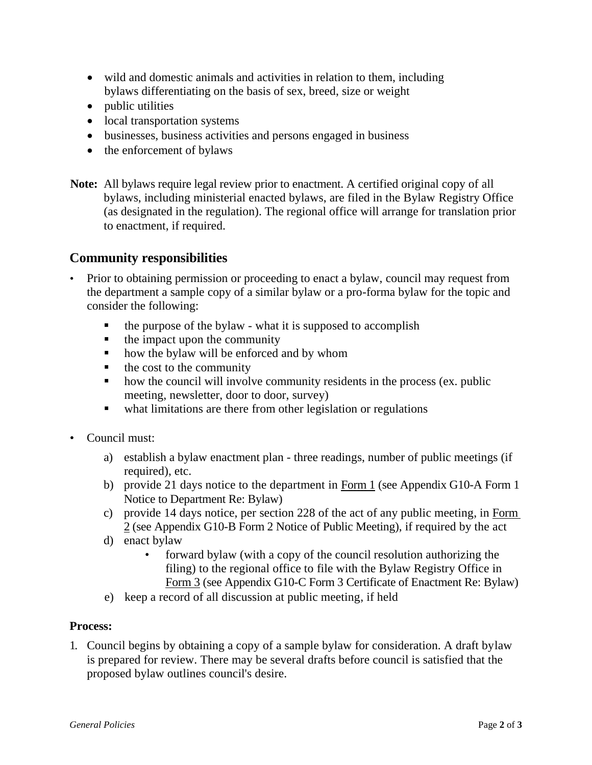- wild and domestic animals and activities in relation to them, including bylaws differentiating on the basis of sex, breed, size or weight
- public utilities
- local transportation systems
- businesses, business activities and persons engaged in business
- the enforcement of bylaws

**Note:** All bylaws require legal review prior to enactment. A certified original copy of all bylaws, including ministerial enacted bylaws, are filed in the Bylaw Registry Office (as designated in the regulation). The regional office will arrange for translation prior to enactment, if required.

## Community responsibilities

- Prior to obtaining permission or proceeding to enact a bylaw, council may request from the department a sample copy of a similar bylaw or a pro-forma bylaw for the topic and consider the following:
  - the purpose of the bylaw - what it is supposed to accomplish
  - the impact upon the community
  - how the bylaw will be enforced and by whom
  - the cost to the community
  - how the council will involve community residents in the process (ex. public meeting, newsletter, door to door, survey)
  - what limitations are there from other legislation or regulations

- Council must:

  a) establish a bylaw enactment plan - three readings, number of public meetings (if required), etc.

  b) provide 21 days notice to the department in Form 1 (see Appendix G10-A Form 1 Notice to Department Re: Bylaw)

  c) provide 14 days notice, per section 228 of the act of any public meeting, in Form 2 (see Appendix G10-B Form 2 Notice of Public Meeting), if required by the act

  d) enact bylaw
     - forward bylaw (with a copy of the council resolution authorizing the filing) to the regional office to file with the Bylaw Registry Office in Form 3 (see Appendix G10-C Form 3 Certificate of Enactment Re: Bylaw)

  e) keep a record of all discussion at public meeting, if held

**Process:**

1. Council begins by obtaining a copy of a sample bylaw for consideration. A draft bylaw is prepared for review. There may be several drafts before council is satisfied that the proposed bylaw outlines council's desire.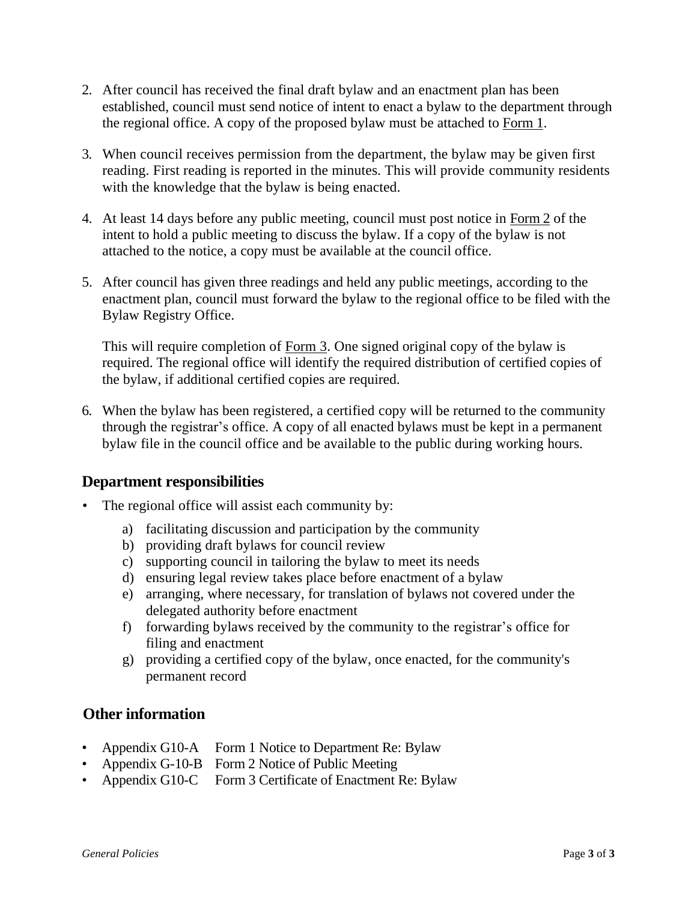2. After council has received the final draft bylaw and an enactment plan has been established, council must send notice of intent to enact a bylaw to the department through the regional office. A copy of the proposed bylaw must be attached to Form 1.

3. When council receives permission from the department, the bylaw may be given first reading. First reading is reported in the minutes. This will provide community residents with the knowledge that the bylaw is being enacted.

4. At least 14 days before any public meeting, council must post notice in Form 2 of the intent to hold a public meeting to discuss the bylaw. If a copy of the bylaw is not attached to the notice, a copy must be available at the council office.

5. After council has given three readings and held any public meetings, according to the enactment plan, council must forward the bylaw to the regional office to be filed with the Bylaw Registry Office.

   This will require completion of Form 3. One signed original copy of the bylaw is required. The regional office will identify the required distribution of certified copies of the bylaw, if additional certified copies are required.

6. When the bylaw has been registered, a certified copy will be returned to the community through the registrar's office. A copy of all enacted bylaws must be kept in a permanent bylaw file in the council office and be available to the public during working hours.

## Department responsibilities

- The regional office will assist each community by:
  a) facilitating discussion and participation by the community
  b) providing draft bylaws for council review
  c) supporting council in tailoring the bylaw to meet its needs
  d) ensuring legal review takes place before enactment of a bylaw
  e) arranging, where necessary, for translation of bylaws not covered under the delegated authority before enactment
  f) forwarding bylaws received by the community to the registrar's office for filing and enactment
  g) providing a certified copy of the bylaw, once enacted, for the community's permanent record

## Other information

- Appendix G10-A  Form 1 Notice to Department Re: Bylaw
- Appendix G-10-B  Form 2 Notice of Public Meeting
- Appendix G10-C  Form 3 Certificate of Enactment Re: Bylaw